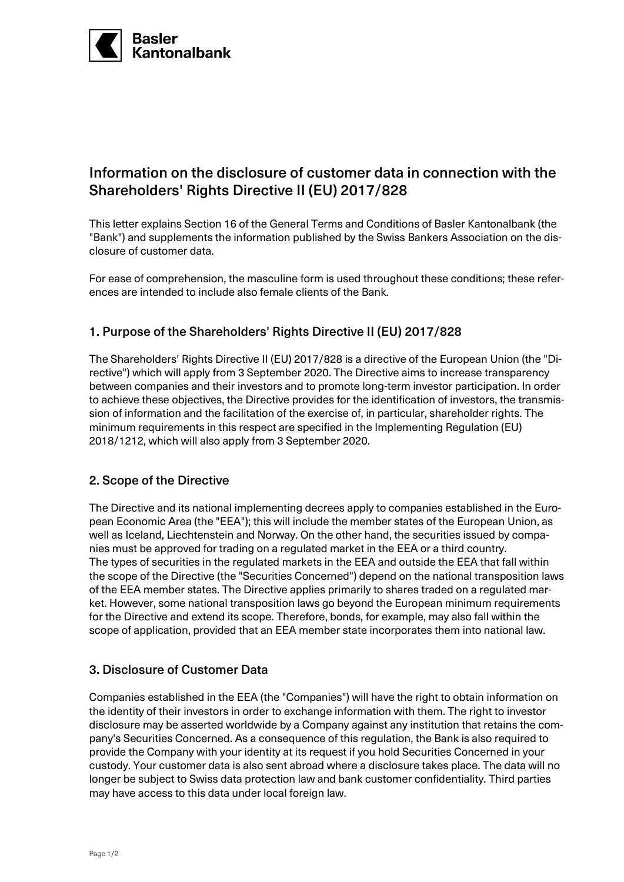# Information on the disclosure of customer data in connection with the Shareholders' Rights Directive II (EU) 2017/828

This letter explains Section 16 of the General Terms and Conditions of Basler Kantonalbank (the "Bank") and supplements the information published by the Swiss Bankers Association on the disclosure of customer data.

For ease of comprehension, the masculine form is used throughout these conditions; these references are intended to include also female clients of the Bank.

## 1. Purpose of the Shareholders' Rights Directive II (EU) 2017/828

The Shareholders' Rights Directive II (EU) 2017/828 is a directive of the European Union (the "Directive") which will apply from 3 September 2020. The Directive aims to increase transparency between companies and their investors and to promote long-term investor participation. In order to achieve these objectives, the Directive provides for the identification of investors, the transmission of information and the facilitation of the exercise of, in particular, shareholder rights. The minimum requirements in this respect are specified in the Implementing Regulation (EU) 2018/1212, which will also apply from 3 September 2020.

## 2. Scope of the Directive

The Directive and its national implementing decrees apply to companies established in the European Economic Area (the "EEA"); this will include the member states of the European Union, as well as Iceland, Liechtenstein and Norway. On the other hand, the securities issued by companies must be approved for trading on a regulated market in the EEA or a third country.
The types of securities in the regulated markets in the EEA and outside the EEA that fall within the scope of the Directive (the "Securities Concerned") depend on the national transposition laws of the EEA member states. The Directive applies primarily to shares traded on a regulated market. However, some national transposition laws go beyond the European minimum requirements for the Directive and extend its scope. Therefore, bonds, for example, may also fall within the scope of application, provided that an EEA member state incorporates them into national law.

## 3. Disclosure of Customer Data

Companies established in the EEA (the "Companies") will have the right to obtain information on the identity of their investors in order to exchange information with them. The right to investor disclosure may be asserted worldwide by a Company against any institution that retains the company's Securities Concerned. As a consequence of this regulation, the Bank is also required to provide the Company with your identity at its request if you hold Securities Concerned in your custody. Your customer data is also sent abroad where a disclosure takes place. The data will no longer be subject to Swiss data protection law and bank customer confidentiality. Third parties may have access to this data under local foreign law.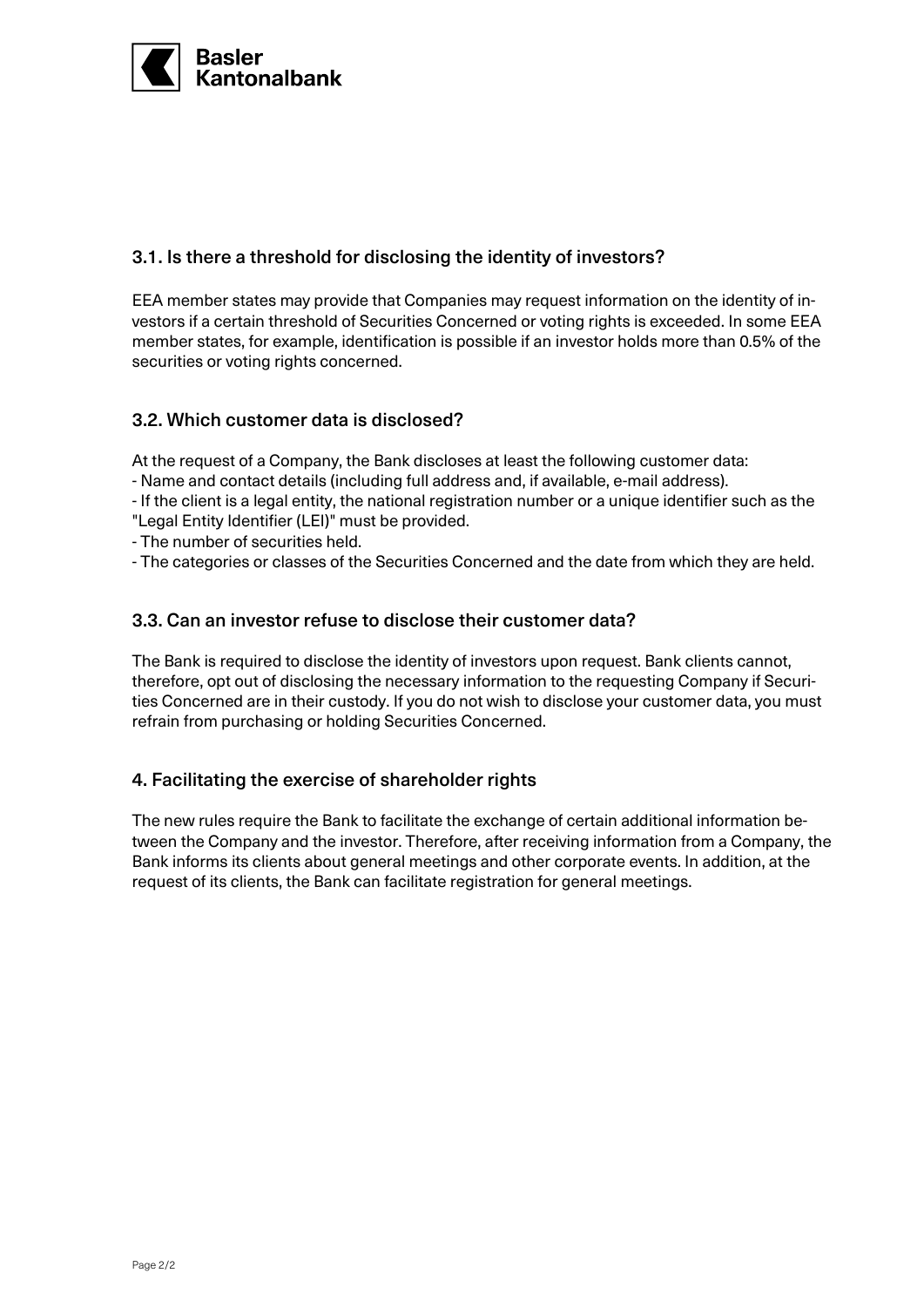### 3.1. Is there a threshold for disclosing the identity of investors?

EEA member states may provide that Companies may request information on the identity of investors if a certain threshold of Securities Concerned or voting rights is exceeded. In some EEA member states, for example, identification is possible if an investor holds more than 0.5% of the securities or voting rights concerned.

### 3.2. Which customer data is disclosed?

At the request of a Company, the Bank discloses at least the following customer data:

- Name and contact details (including full address and, if available, e-mail address).
- If the client is a legal entity, the national registration number or a unique identifier such as the "Legal Entity Identifier (LEI)" must be provided.
- The number of securities held.
- The categories or classes of the Securities Concerned and the date from which they are held.

### 3.3. Can an investor refuse to disclose their customer data?

The Bank is required to disclose the identity of investors upon request. Bank clients cannot, therefore, opt out of disclosing the necessary information to the requesting Company if Securities Concerned are in their custody. If you do not wish to disclose your customer data, you must refrain from purchasing or holding Securities Concerned.

## 4. Facilitating the exercise of shareholder rights

The new rules require the Bank to facilitate the exchange of certain additional information between the Company and the investor. Therefore, after receiving information from a Company, the Bank informs its clients about general meetings and other corporate events. In addition, at the request of its clients, the Bank can facilitate registration for general meetings.